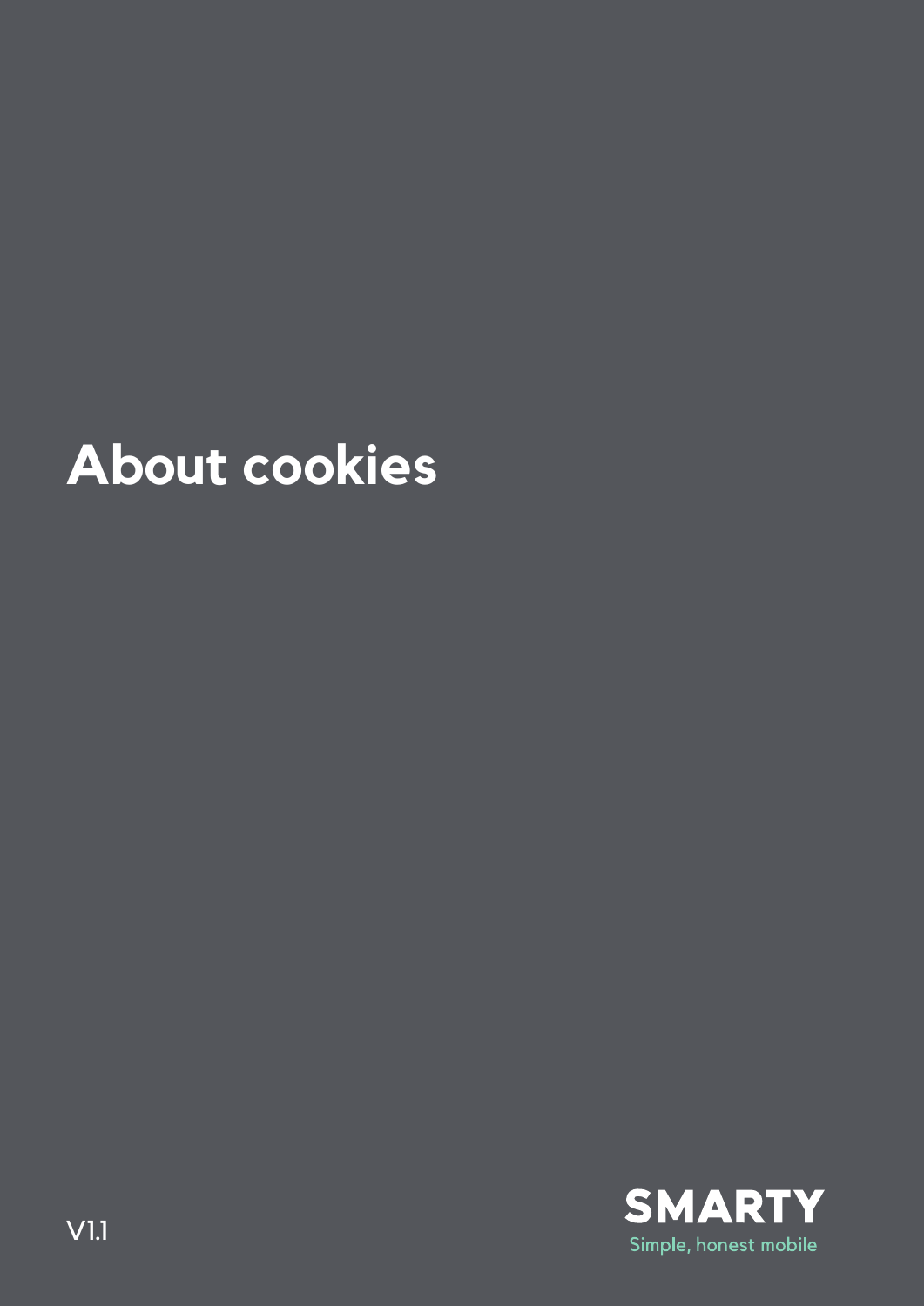# About cookies

V1.1

SMARTY

Simple, honest mobile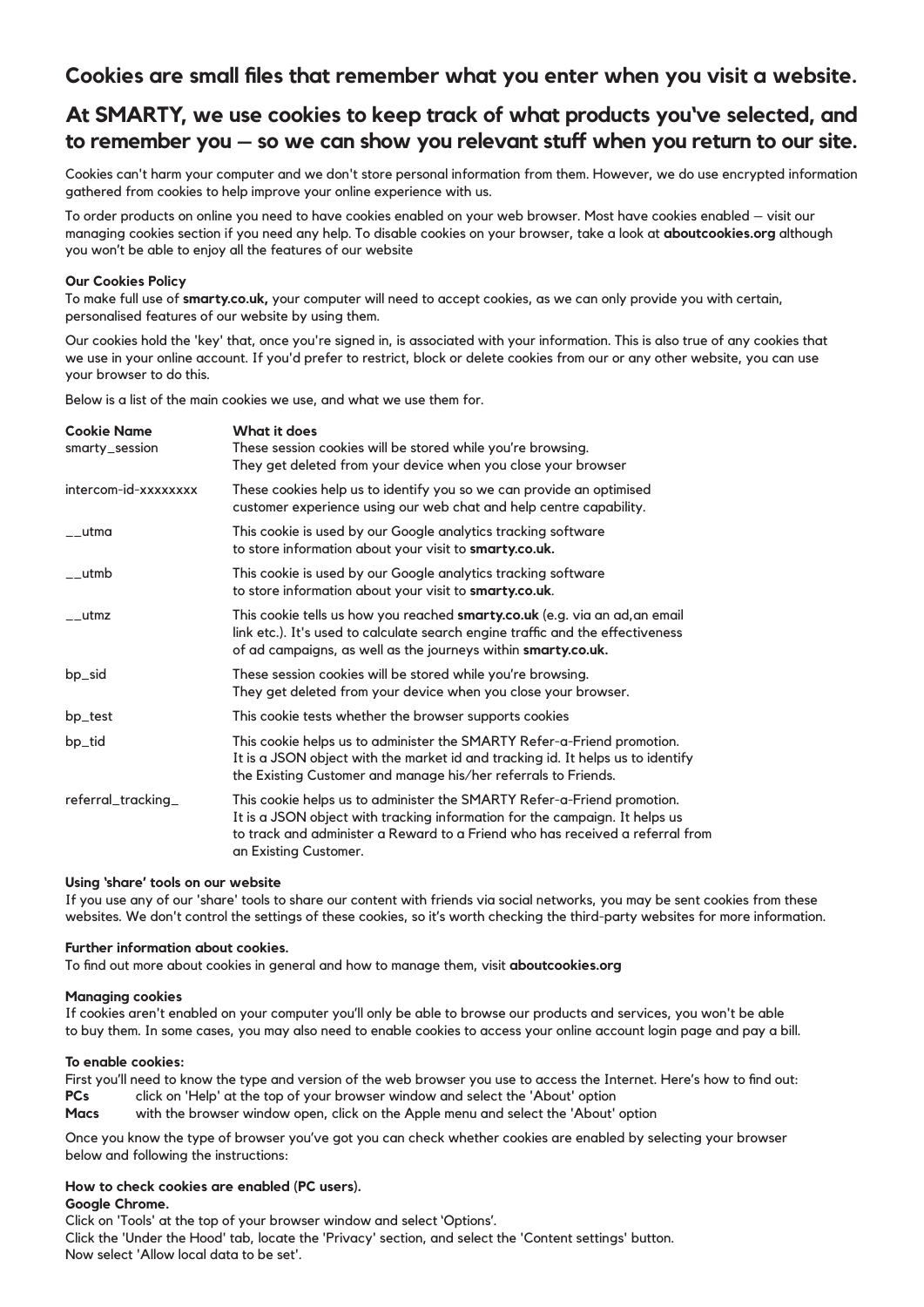## Cookies are small files that remember what you enter when you visit a website.

## At SMARTY, we use cookies to keep track of what products you've selected, and to remember you – so we can show you relevant stuff when you return to our site.

Cookies can't harm your computer and we don't store personal information from them. However, we do use encrypted information gathered from cookies to help improve your online experience with us.

To order products on online you need to have cookies enabled on your web browser. Most have cookies enabled – visit our managing cookies section if you need any help. To disable cookies on your browser, take a look at **aboutcookies.org** although you won't be able to enjoy all the features of our website

**Our Cookies Policy**

To make full use of **smarty.co.uk,** your computer will need to accept cookies, as we can only provide you with certain, personalised features of our website by using them.

Our cookies hold the 'key' that, once you're signed in, is associated with your information. This is also true of any cookies that we use in your online account. If you'd prefer to restrict, block or delete cookies from our or any other website, you can use your browser to do this.

Below is a list of the main cookies we use, and what we use them for.

| Cookie Name | What it does |
|---|---|
| smarty_session | These session cookies will be stored while you're browsing. They get deleted from your device when you close your browser |
| intercom-id-xxxxxxxx | These cookies help us to identify you so we can provide an optimised customer experience using our web chat and help centre capability. |
| __utma | This cookie is used by our Google analytics tracking software to store information about your visit to **smarty.co.uk.** |
| __utmb | This cookie is used by our Google analytics tracking software to store information about your visit to **smarty.co.uk**. |
| __utmz | This cookie tells us how you reached **smarty.co.uk** (e.g. via an ad,an email link etc.). It's used to calculate search engine traffic and the effectiveness of ad campaigns, as well as the journeys within **smarty.co.uk.** |
| bp_sid | These session cookies will be stored while you're browsing. They get deleted from your device when you close your browser. |
| bp_test | This cookie tests whether the browser supports cookies |
| bp_tid | This cookie helps us to administer the SMARTY Refer-a-Friend promotion. It is a JSON object with the market id and tracking id. It helps us to identify the Existing Customer and manage his/her referrals to Friends. |
| referral_tracking_ | This cookie helps us to administer the SMARTY Refer-a-Friend promotion. It is a JSON object with tracking information for the campaign. It helps us to track and administer a Reward to a Friend who has received a referral from an Existing Customer. |

**Using 'share' tools on our website**

If you use any of our 'share' tools to share our content with friends via social networks, you may be sent cookies from these websites. We don't control the settings of these cookies, so it's worth checking the third-party websites for more information.

**Further information about cookies.**

To find out more about cookies in general and how to manage them, visit **aboutcookies.org**

**Managing cookies**

If cookies aren't enabled on your computer you'll only be able to browse our products and services, you won't be able to buy them. In some cases, you may also need to enable cookies to access your online account login page and pay a bill.

**To enable cookies:**

First you'll need to know the type and version of the web browser you use to access the Internet. Here's how to find out:

**PCs** click on 'Help' at the top of your browser window and select the 'About' option

**Macs** with the browser window open, click on the Apple menu and select the 'About' option

Once you know the type of browser you've got you can check whether cookies are enabled by selecting your browser below and following the instructions:

**How to check cookies are enabled (PC users).**

**Google Chrome.**

Click on 'Tools' at the top of your browser window and select 'Options'.

Click the 'Under the Hood' tab, locate the 'Privacy' section, and select the 'Content settings' button.

Now select 'Allow local data to be set'.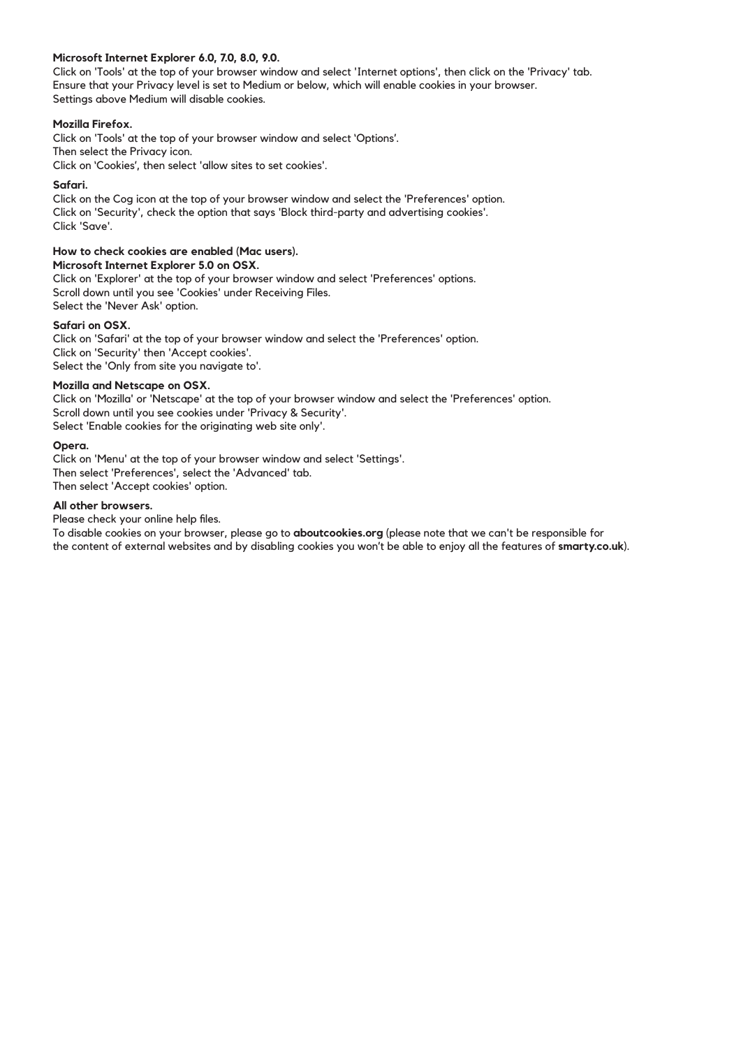**Microsoft Internet Explorer 6.0, 7.0, 8.0, 9.0.**
Click on 'Tools' at the top of your browser window and select 'Internet options', then click on the 'Privacy' tab.
Ensure that your Privacy level is set to Medium or below, which will enable cookies in your browser.
Settings above Medium will disable cookies.

**Mozilla Firefox.**
Click on 'Tools' at the top of your browser window and select 'Options'.
Then select the Privacy icon.
Click on 'Cookies', then select 'allow sites to set cookies'.

**Safari.**
Click on the Cog icon at the top of your browser window and select the 'Preferences' option.
Click on 'Security', check the option that says 'Block third-party and advertising cookies'.
Click 'Save'.

**How to check cookies are enabled (Mac users).**
**Microsoft Internet Explorer 5.0 on OSX.**
Click on 'Explorer' at the top of your browser window and select 'Preferences' options.
Scroll down until you see 'Cookies' under Receiving Files.
Select the 'Never Ask' option.

**Safari on OSX.**
Click on 'Safari' at the top of your browser window and select the 'Preferences' option.
Click on 'Security' then 'Accept cookies'.
Select the 'Only from site you navigate to'.

**Mozilla and Netscape on OSX.**
Click on 'Mozilla' or 'Netscape' at the top of your browser window and select the 'Preferences' option.
Scroll down until you see cookies under 'Privacy & Security'.
Select 'Enable cookies for the originating web site only'.

**Opera.**
Click on 'Menu' at the top of your browser window and select 'Settings'.
Then select 'Preferences', select the 'Advanced' tab.
Then select 'Accept cookies' option.

**All other browsers.**
Please check your online help files.
To disable cookies on your browser, please go to **aboutcookies.org** (please note that we can't be responsible for the content of external websites and by disabling cookies you won't be able to enjoy all the features of **smarty.co.uk**).